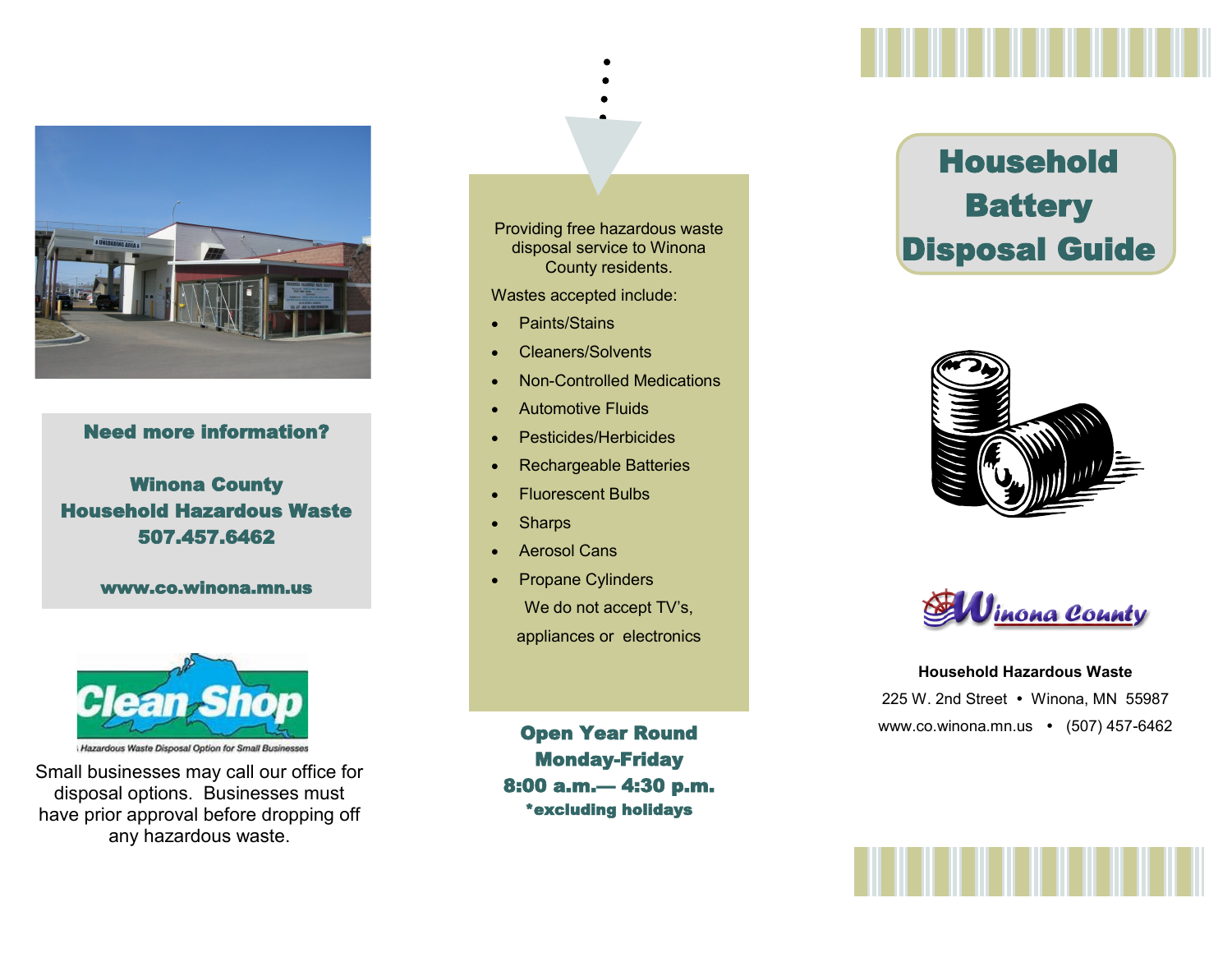## Need more information?

**Winona County**
**Household Hazardous Waste**
**507.457.6462**

**www.co.winona.mn.us**

Hazardous Waste Disposal Option for Small Businesses

Small businesses may call our office for disposal options. Businesses must have prior approval before dropping off any hazardous waste.

Providing free hazardous waste disposal service to Winona County residents.

Wastes accepted include:

- Paints/Stains
- Cleaners/Solvents
- Non-Controlled Medications
- Automotive Fluids
- Pesticides/Herbicides
- Rechargeable Batteries
- Fluorescent Bulbs
- Sharps
- Aerosol Cans
- Propane Cylinders

We do not accept TV's, appliances or electronics

**Open Year Round**
**Monday-Friday**
**8:00 a.m.— 4:30 p.m.**
***excluding holidays**

# Household Battery Disposal Guide

Winona County

**Household Hazardous Waste**

225 W. 2nd Street • Winona, MN 55987

www.co.winona.mn.us • (507) 457-6462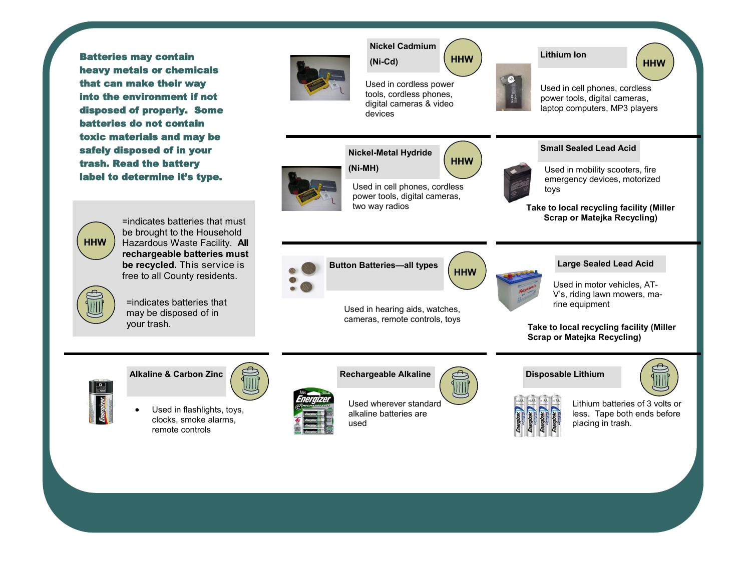**Batteries may contain heavy metals or chemicals that can make their way into the environment if not disposed of properly. Some batteries do not contain toxic materials and may be safely disposed of in your trash. Read the battery label to determine it's type.**

HHW =indicates batteries that must be brought to the Household Hazardous Waste Facility. **All rechargeable batteries must be recycled.** This service is free to all County residents.

=indicates batteries that may be disposed of in your trash.

### Nickel Cadmium (Ni-Cd) — HHW

Used in cordless power tools, cordless phones, digital cameras & video devices

### Lithium Ion — HHW

Used in cell phones, cordless power tools, digital cameras, laptop computers, MP3 players

### Nickel-Metal Hydride (Ni-MH) — HHW

Used in cell phones, cordless power tools, digital cameras, two way radios

### Small Sealed Lead Acid

Used in mobility scooters, fire emergency devices, motorized toys

**Take to local recycling facility (Miller Scrap or Matejka Recycling)**

### Button Batteries—all types — HHW

Used in hearing aids, watches, cameras, remote controls, toys

### Large Sealed Lead Acid

Used in motor vehicles, AT-V's, riding lawn mowers, marine equipment

**Take to local recycling facility (Miller Scrap or Matejka Recycling)**

### Alkaline & Carbon Zinc

- Used in flashlights, toys, clocks, smoke alarms, remote controls

### Rechargeable Alkaline

Used wherever standard alkaline batteries are used

### Disposable Lithium

Lithium batteries of 3 volts or less. Tape both ends before placing in trash.